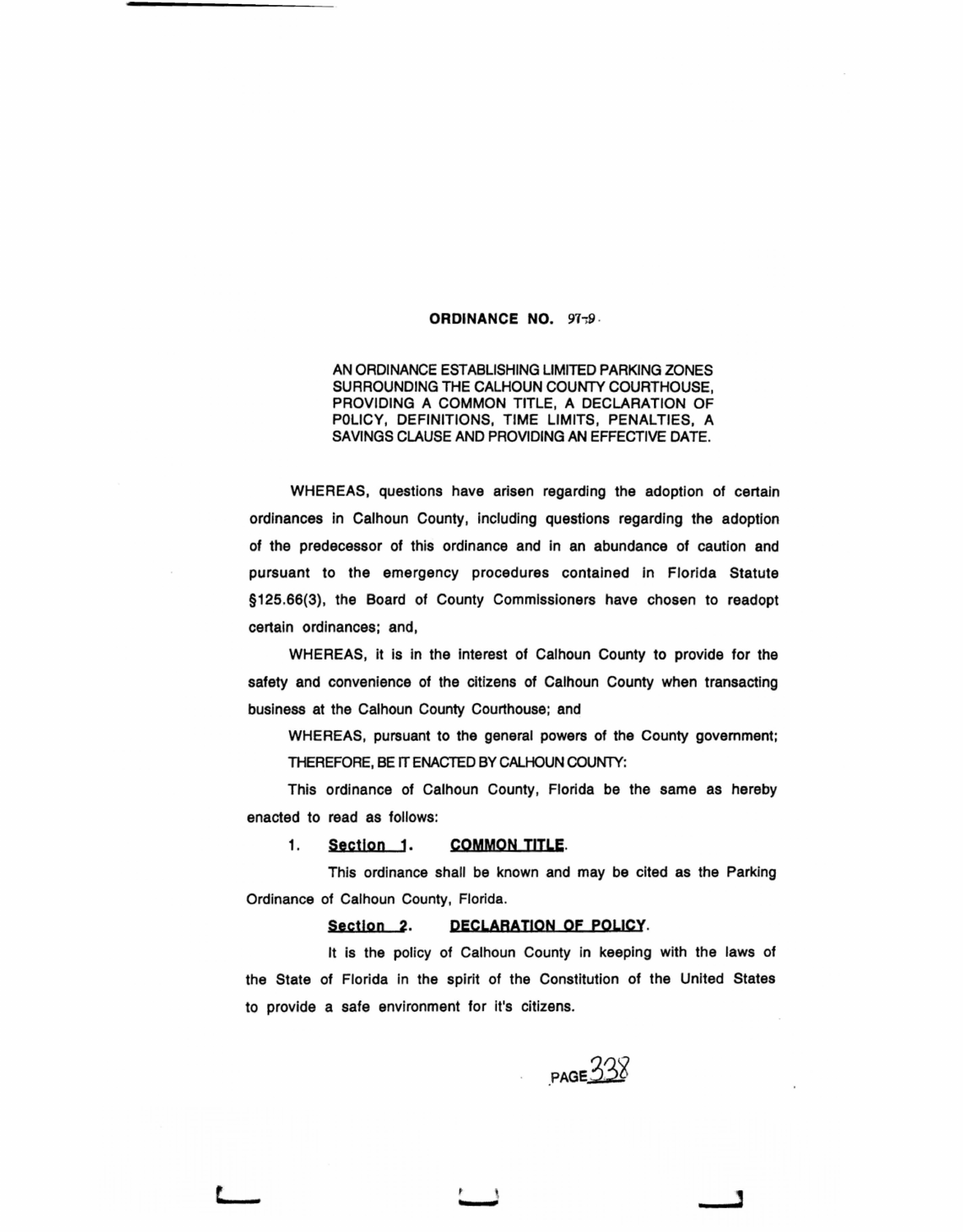**ORDINANCE NO. 97-9.**

AN ORDINANCE ESTABLISHING LIMITED PARKING ZONES SURROUNDING THE CALHOUN COUNTY COURTHOUSE, PROVIDING A COMMON TITLE, A DECLARATION OF POLICY, DEFINITIONS, TIME LIMITS, PENALTIES, A SAVINGS CLAUSE AND PROVIDING AN EFFECTIVE DATE.

WHEREAS, questions have arisen regarding the adoption of certain ordinances in Calhoun County, including questions regarding the adoption of the predecessor of this ordinance and in an abundance of caution and pursuant to the emergency procedures contained in Florida Statute §125.66(3), the Board of County Commissioners have chosen to readopt certain ordinances; and,

WHEREAS, it is in the interest of Calhoun County to provide for the safety and convenience of the citizens of Calhoun County when transacting business at the Calhoun County Courthouse; and

WHEREAS, pursuant to the general powers of the County government;

THEREFORE, BE IT ENACTED BY CALHOUN COUNTY:

This ordinance of Calhoun County, Florida be the same as hereby enacted to read as follows:

1. **Section 1. COMMON TITLE.**

This ordinance shall be known and may be cited as the Parking Ordinance of Calhoun County, Florida.

**Section 2. DECLARATION OF POLICY.**

It is the policy of Calhoun County in keeping with the laws of the State of Florida in the spirit of the Constitution of the United States to provide a safe environment for it's citizens.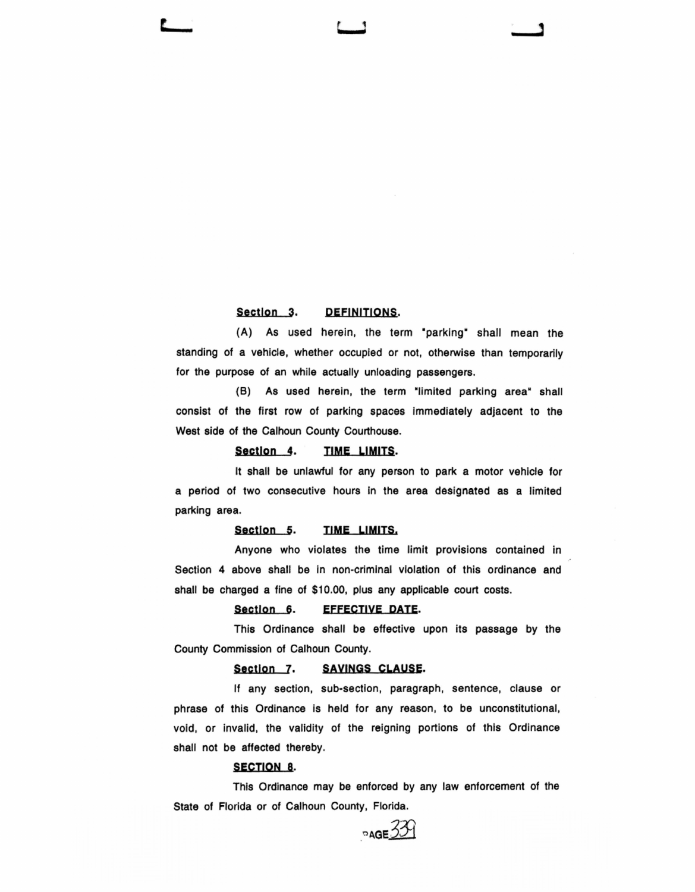**Section 3. DEFINITIONS.**

(A) As used herein, the term "parking" shall mean the standing of a vehicle, whether occupied or not, otherwise than temporarily for the purpose of an while actually unloading passengers.

(B) As used herein, the term "limited parking area" shall consist of the first row of parking spaces immediately adjacent to the West side of the Calhoun County Courthouse.

**Section 4. TIME LIMITS.**

It shall be unlawful for any person to park a motor vehicle for a period of two consecutive hours in the area designated as a limited parking area.

**Section 5. TIME LIMITS.**

Anyone who violates the time limit provisions contained in Section 4 above shall be in non-criminal violation of this ordinance and shall be charged a fine of $10.00, plus any applicable court costs.

**Section 6. EFFECTIVE DATE.**

This Ordinance shall be effective upon its passage by the County Commission of Calhoun County.

**Section 7. SAVINGS CLAUSE.**

If any section, sub-section, paragraph, sentence, clause or phrase of this Ordinance is held for any reason, to be unconstitutional, void, or invalid, the validity of the reigning portions of this Ordinance shall not be affected thereby.

**SECTION 8.**

This Ordinance may be enforced by any law enforcement of the State of Florida or of Calhoun County, Florida.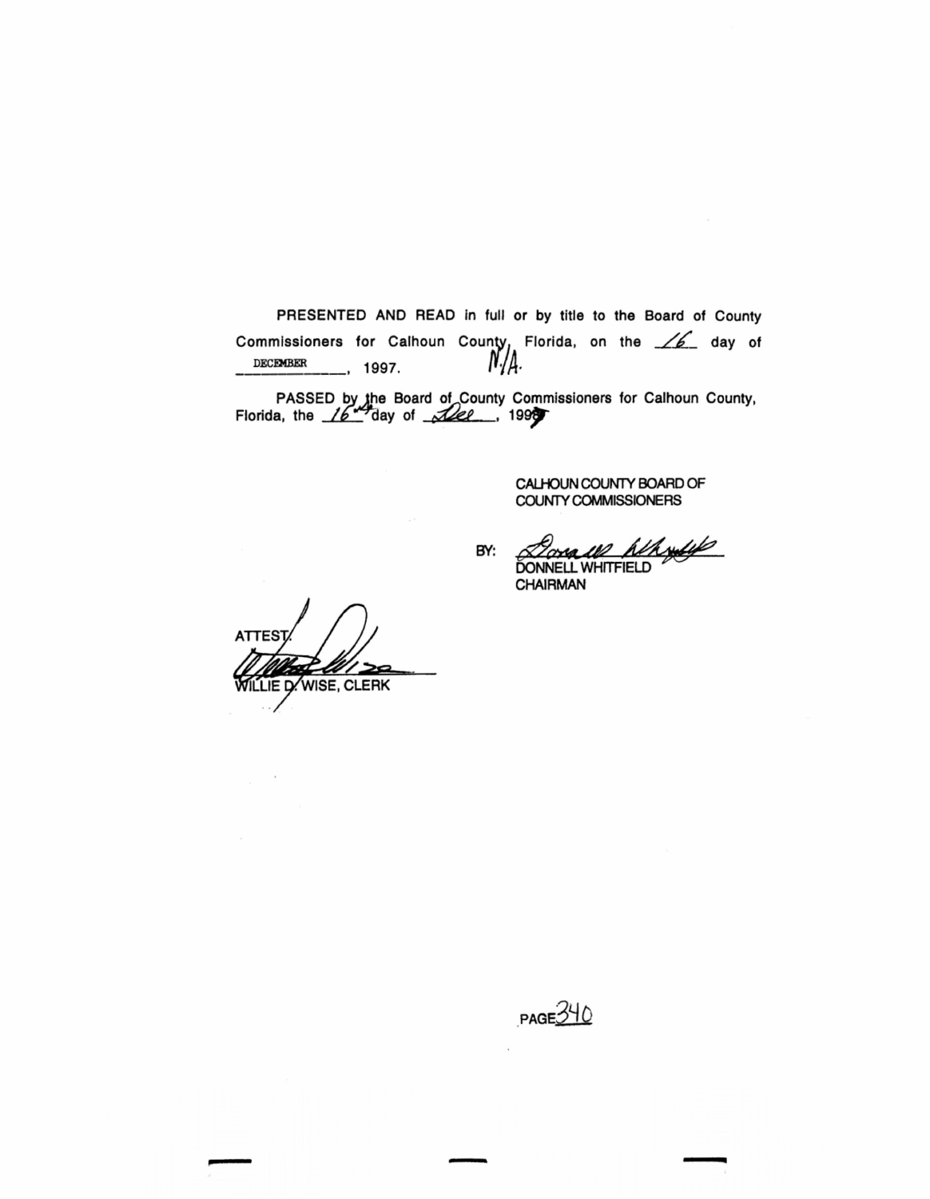PRESENTED AND READ in full or by title to the Board of County Commissioners for Calhoun County, Florida, on the 16 day of DECEMBER, 1997. N/A.

PASSED by the Board of County Commissioners for Calhoun County, Florida, the 16th day of Dec, 1997.

CALHOUN COUNTY BOARD OF COUNTY COMMISSIONERS

BY: 
DONNELL WHITFIELD
CHAIRMAN

ATTEST:
WILLIE D. WISE, CLERK

PAGE 340